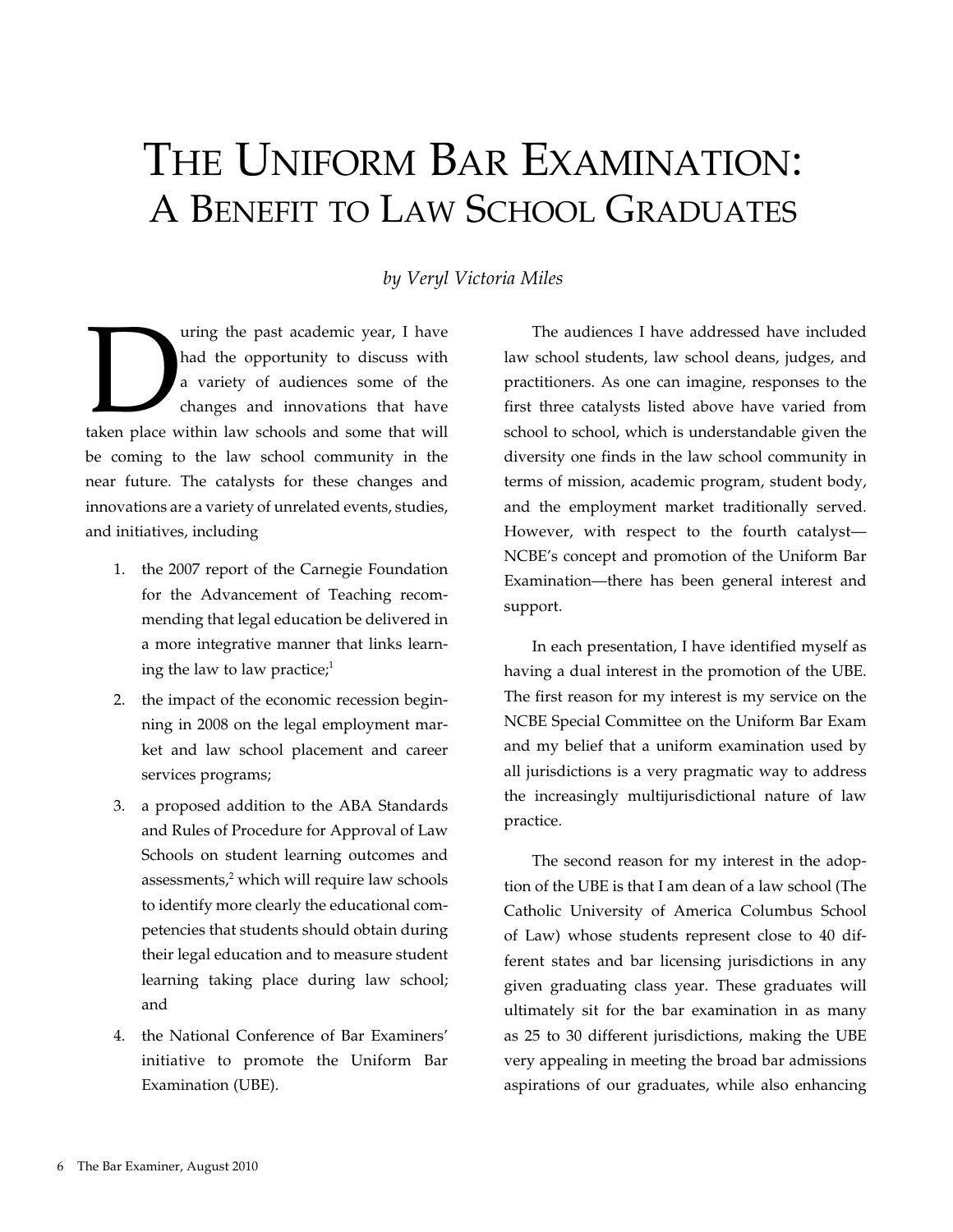# The Uniform Bar Examination: A Benefit to Law School Graduates

*by Veryl Victoria Miles*

During the past academic year, I have had the opportunity to discuss with a variety of audiences some of the changes and innovations that have taken place within law schools and some that will be coming to the law school community in the near future. The catalysts for these changes and innovations are a variety of unrelated events, studies, and initiatives, including

1. the 2007 report of the Carnegie Foundation for the Advancement of Teaching recommending that legal education be delivered in a more integrative manner that links learning the law to law practice;[1]
2. the impact of the economic recession beginning in 2008 on the legal employment market and law school placement and career services programs;
3. a proposed addition to the ABA Standards and Rules of Procedure for Approval of Law Schools on student learning outcomes and assessments,[2] which will require law schools to identify more clearly the educational competencies that students should obtain during their legal education and to measure student learning taking place during law school; and
4. the National Conference of Bar Examiners' initiative to promote the Uniform Bar Examination (UBE).

The audiences I have addressed have included law school students, law school deans, judges, and practitioners. As one can imagine, responses to the first three catalysts listed above have varied from school to school, which is understandable given the diversity one finds in the law school community in terms of mission, academic program, student body, and the employment market traditionally served. However, with respect to the fourth catalyst—NCBE's concept and promotion of the Uniform Bar Examination—there has been general interest and support.

In each presentation, I have identified myself as having a dual interest in the promotion of the UBE. The first reason for my interest is my service on the NCBE Special Committee on the Uniform Bar Exam and my belief that a uniform examination used by all jurisdictions is a very pragmatic way to address the increasingly multijurisdictional nature of law practice.

The second reason for my interest in the adoption of the UBE is that I am dean of a law school (The Catholic University of America Columbus School of Law) whose students represent close to 40 different states and bar licensing jurisdictions in any given graduating class year. These graduates will ultimately sit for the bar examination in as many as 25 to 30 different jurisdictions, making the UBE very appealing in meeting the broad bar admissions aspirations of our graduates, while also enhancing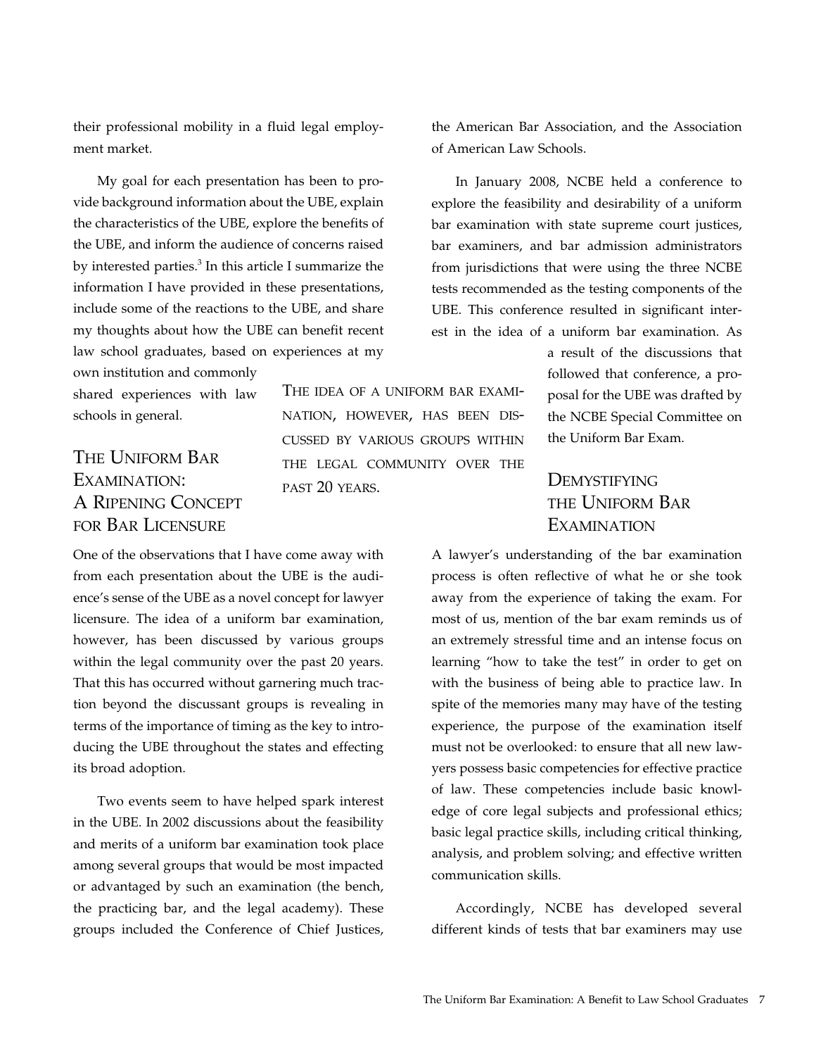their professional mobility in a fluid legal employment market.

My goal for each presentation has been to provide background information about the UBE, explain the characteristics of the UBE, explore the benefits of the UBE, and inform the audience of concerns raised by interested parties.[3] In this article I summarize the information I have provided in these presentations, include some of the reactions to the UBE, and share my thoughts about how the UBE can benefit recent law school graduates, based on experiences at my own institution and commonly shared experiences with law schools in general.

## The Uniform Bar Examination: A Ripening Concept for Bar Licensure

One of the observations that I have come away with from each presentation about the UBE is the audience's sense of the UBE as a novel concept for lawyer licensure. The idea of a uniform bar examination, however, has been discussed by various groups within the legal community over the past 20 years. That this has occurred without garnering much traction beyond the discussant groups is revealing in terms of the importance of timing as the key to introducing the UBE throughout the states and effecting its broad adoption.

> The idea of a uniform bar examination, however, has been discussed by various groups within the legal community over the past 20 years.

Two events seem to have helped spark interest in the UBE. In 2002 discussions about the feasibility and merits of a uniform bar examination took place among several groups that would be most impacted or advantaged by such an examination (the bench, the practicing bar, and the legal academy). These groups included the Conference of Chief Justices, the American Bar Association, and the Association of American Law Schools.

In January 2008, NCBE held a conference to explore the feasibility and desirability of a uniform bar examination with state supreme court justices, bar examiners, and bar admission administrators from jurisdictions that were using the three NCBE tests recommended as the testing components of the UBE. This conference resulted in significant interest in the idea of a uniform bar examination. As a result of the discussions that followed that conference, a proposal for the UBE was drafted by the NCBE Special Committee on the Uniform Bar Exam.

## Demystifying the Uniform Bar Examination

A lawyer's understanding of the bar examination process is often reflective of what he or she took away from the experience of taking the exam. For most of us, mention of the bar exam reminds us of an extremely stressful time and an intense focus on learning "how to take the test" in order to get on with the business of being able to practice law. In spite of the memories many may have of the testing experience, the purpose of the examination itself must not be overlooked: to ensure that all new lawyers possess basic competencies for effective practice of law. These competencies include basic knowledge of core legal subjects and professional ethics; basic legal practice skills, including critical thinking, analysis, and problem solving; and effective written communication skills.

Accordingly, NCBE has developed several different kinds of tests that bar examiners may use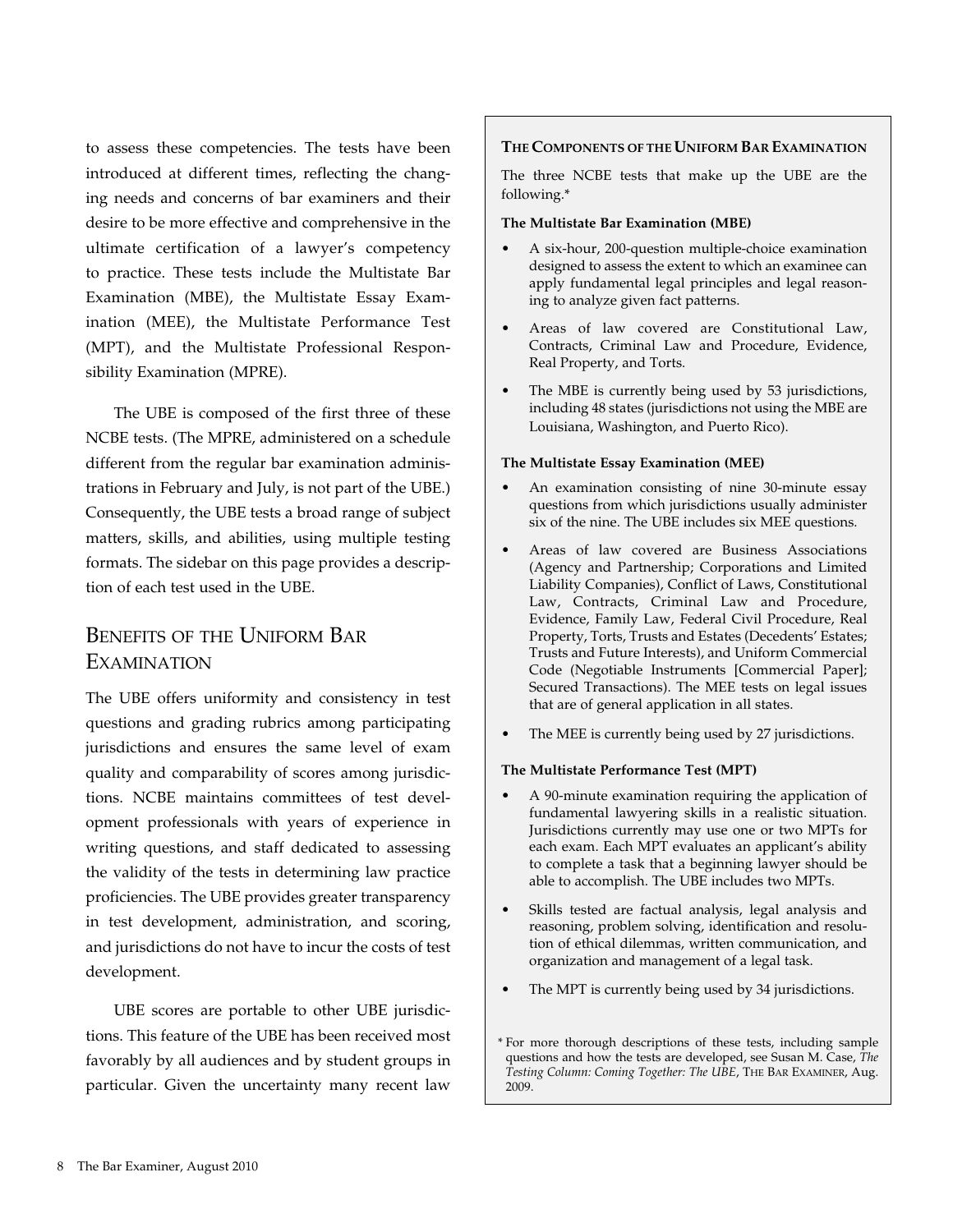to assess these competencies. The tests have been introduced at different times, reflecting the changing needs and concerns of bar examiners and their desire to be more effective and comprehensive in the ultimate certification of a lawyer's competency to practice. These tests include the Multistate Bar Examination (MBE), the Multistate Essay Examination (MEE), the Multistate Performance Test (MPT), and the Multistate Professional Responsibility Examination (MPRE).

The UBE is composed of the first three of these NCBE tests. (The MPRE, administered on a schedule different from the regular bar examination administrations in February and July, is not part of the UBE.) Consequently, the UBE tests a broad range of subject matters, skills, and abilities, using multiple testing formats. The sidebar on this page provides a description of each test used in the UBE.

## Benefits of the Uniform Bar Examination

The UBE offers uniformity and consistency in test questions and grading rubrics among participating jurisdictions and ensures the same level of exam quality and comparability of scores among jurisdictions. NCBE maintains committees of test development professionals with years of experience in writing questions, and staff dedicated to assessing the validity of the tests in determining law practice proficiencies. The UBE provides greater transparency in test development, administration, and scoring, and jurisdictions do not have to incur the costs of test development.

UBE scores are portable to other UBE jurisdictions. This feature of the UBE has been received most favorably by all audiences and by student groups in particular. Given the uncertainty many recent law

### The Components of the Uniform Bar Examination

The three NCBE tests that make up the UBE are the following.*

**The Multistate Bar Examination (MBE)**

- A six-hour, 200-question multiple-choice examination designed to assess the extent to which an examinee can apply fundamental legal principles and legal reasoning to analyze given fact patterns.
- Areas of law covered are Constitutional Law, Contracts, Criminal Law and Procedure, Evidence, Real Property, and Torts.
- The MBE is currently being used by 53 jurisdictions, including 48 states (jurisdictions not using the MBE are Louisiana, Washington, and Puerto Rico).

**The Multistate Essay Examination (MEE)**

- An examination consisting of nine 30-minute essay questions from which jurisdictions usually administer six of the nine. The UBE includes six MEE questions.
- Areas of law covered are Business Associations (Agency and Partnership; Corporations and Limited Liability Companies), Conflict of Laws, Constitutional Law, Contracts, Criminal Law and Procedure, Evidence, Family Law, Federal Civil Procedure, Real Property, Torts, Trusts and Estates (Decedents' Estates; Trusts and Future Interests), and Uniform Commercial Code (Negotiable Instruments [Commercial Paper]; Secured Transactions). The MEE tests on legal issues that are of general application in all states.
- The MEE is currently being used by 27 jurisdictions.

**The Multistate Performance Test (MPT)**

- A 90-minute examination requiring the application of fundamental lawyering skills in a realistic situation. Jurisdictions currently may use one or two MPTs for each exam. Each MPT evaluates an applicant's ability to complete a task that a beginning lawyer should be able to accomplish. The UBE includes two MPTs.
- Skills tested are factual analysis, legal analysis and reasoning, problem solving, identification and resolution of ethical dilemmas, written communication, and organization and management of a legal task.
- The MPT is currently being used by 34 jurisdictions.

\* For more thorough descriptions of these tests, including sample questions and how the tests are developed, see Susan M. Case, *The Testing Column: Coming Together: The UBE*, The Bar Examiner, Aug. 2009.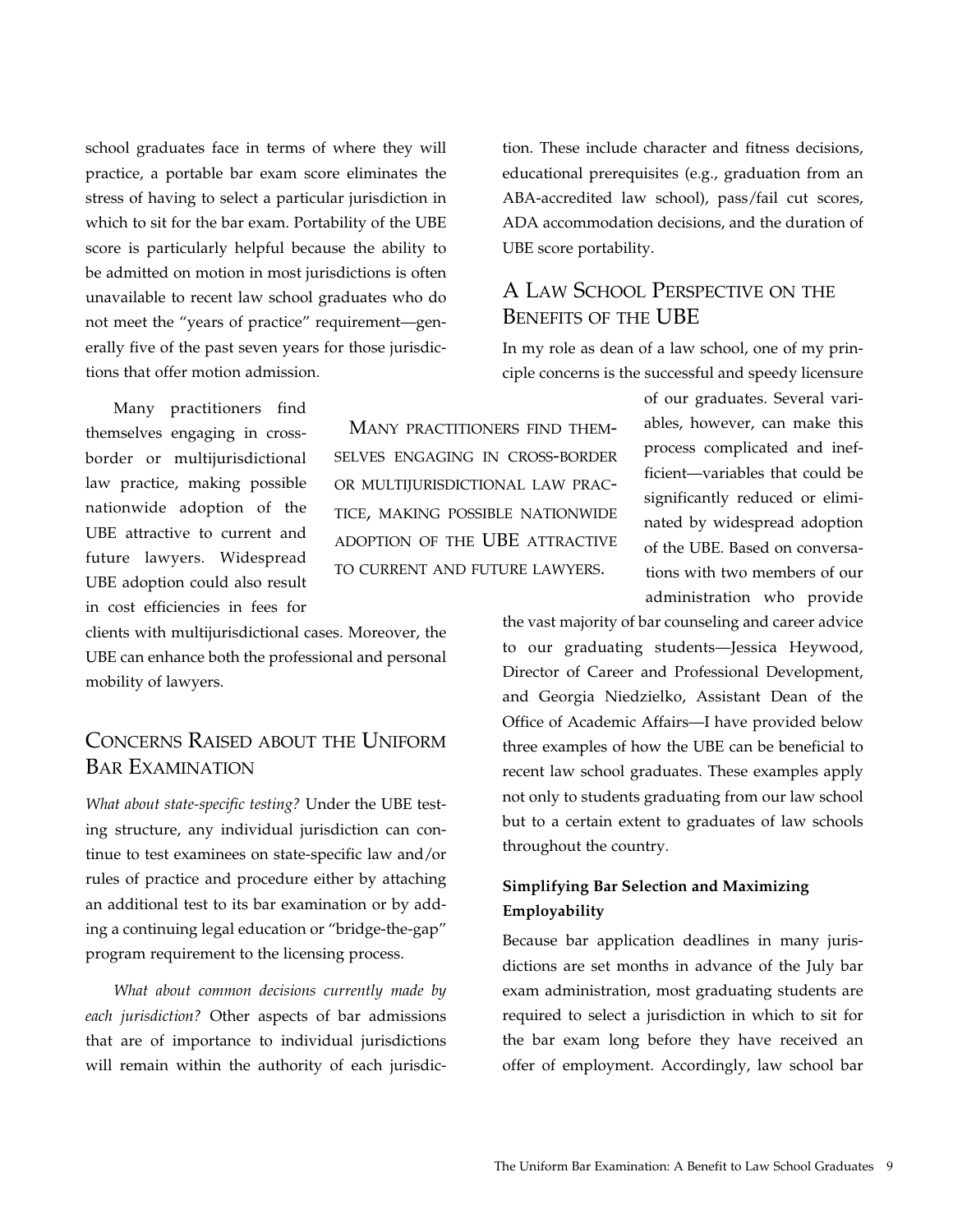school graduates face in terms of where they will practice, a portable bar exam score eliminates the stress of having to select a particular jurisdiction in which to sit for the bar exam. Portability of the UBE score is particularly helpful because the ability to be admitted on motion in most jurisdictions is often unavailable to recent law school graduates who do not meet the "years of practice" requirement—generally five of the past seven years for those jurisdictions that offer motion admission.

Many practitioners find themselves engaging in cross-border or multijurisdictional law practice, making possible nationwide adoption of the UBE attractive to current and future lawyers. Widespread UBE adoption could also result in cost efficiencies in fees for clients with multijurisdictional cases. Moreover, the UBE can enhance both the professional and personal mobility of lawyers.

> Many practitioners find themselves engaging in cross-border or multijurisdictional law practice, making possible nationwide adoption of the UBE attractive to current and future lawyers.

## Concerns Raised about the Uniform Bar Examination

*What about state-specific testing?* Under the UBE testing structure, any individual jurisdiction can continue to test examinees on state-specific law and/or rules of practice and procedure either by attaching an additional test to its bar examination or by adding a continuing legal education or "bridge-the-gap" program requirement to the licensing process.

*What about common decisions currently made by each jurisdiction?* Other aspects of bar admissions that are of importance to individual jurisdictions will remain within the authority of each jurisdiction. These include character and fitness decisions, educational prerequisites (e.g., graduation from an ABA-accredited law school), pass/fail cut scores, ADA accommodation decisions, and the duration of UBE score portability.

## A Law School Perspective on the Benefits of the UBE

In my role as dean of a law school, one of my principle concerns is the successful and speedy licensure of our graduates. Several variables, however, can make this process complicated and inefficient—variables that could be significantly reduced or eliminated by widespread adoption of the UBE. Based on conversations with two members of our administration who provide the vast majority of bar counseling and career advice to our graduating students—Jessica Heywood, Director of Career and Professional Development, and Georgia Niedzielko, Assistant Dean of the Office of Academic Affairs—I have provided below three examples of how the UBE can be beneficial to recent law school graduates. These examples apply not only to students graduating from our law school but to a certain extent to graduates of law schools throughout the country.

### Simplifying Bar Selection and Maximizing Employability

Because bar application deadlines in many jurisdictions are set months in advance of the July bar exam administration, most graduating students are required to select a jurisdiction in which to sit for the bar exam long before they have received an offer of employment. Accordingly, law school bar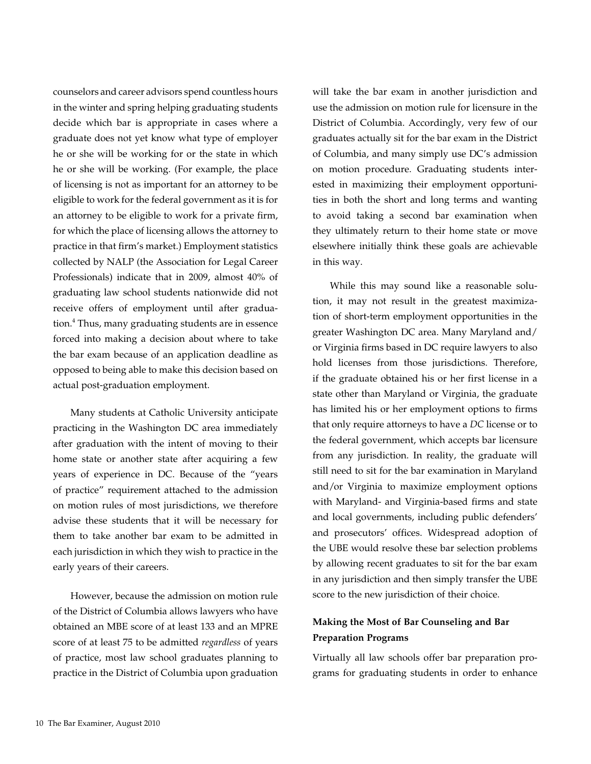counselors and career advisors spend countless hours in the winter and spring helping graduating students decide which bar is appropriate in cases where a graduate does not yet know what type of employer he or she will be working for or the state in which he or she will be working. (For example, the place of licensing is not as important for an attorney to be eligible to work for the federal government as it is for an attorney to be eligible to work for a private firm, for which the place of licensing allows the attorney to practice in that firm's market.) Employment statistics collected by NALP (the Association for Legal Career Professionals) indicate that in 2009, almost 40% of graduating law school students nationwide did not receive offers of employment until after graduation.[4] Thus, many graduating students are in essence forced into making a decision about where to take the bar exam because of an application deadline as opposed to being able to make this decision based on actual post-graduation employment.

Many students at Catholic University anticipate practicing in the Washington DC area immediately after graduation with the intent of moving to their home state or another state after acquiring a few years of experience in DC. Because of the "years of practice" requirement attached to the admission on motion rules of most jurisdictions, we therefore advise these students that it will be necessary for them to take another bar exam to be admitted in each jurisdiction in which they wish to practice in the early years of their careers.

However, because the admission on motion rule of the District of Columbia allows lawyers who have obtained an MBE score of at least 133 and an MPRE score of at least 75 to be admitted *regardless* of years of practice, most law school graduates planning to practice in the District of Columbia upon graduation will take the bar exam in another jurisdiction and use the admission on motion rule for licensure in the District of Columbia. Accordingly, very few of our graduates actually sit for the bar exam in the District of Columbia, and many simply use DC's admission on motion procedure. Graduating students interested in maximizing their employment opportunities in both the short and long terms and wanting to avoid taking a second bar examination when they ultimately return to their home state or move elsewhere initially think these goals are achievable in this way.

While this may sound like a reasonable solution, it may not result in the greatest maximization of short-term employment opportunities in the greater Washington DC area. Many Maryland and/or Virginia firms based in DC require lawyers to also hold licenses from those jurisdictions. Therefore, if the graduate obtained his or her first license in a state other than Maryland or Virginia, the graduate has limited his or her employment options to firms that only require attorneys to have a *DC* license or to the federal government, which accepts bar licensure from any jurisdiction. In reality, the graduate will still need to sit for the bar examination in Maryland and/or Virginia to maximize employment options with Maryland- and Virginia-based firms and state and local governments, including public defenders' and prosecutors' offices. Widespread adoption of the UBE would resolve these bar selection problems by allowing recent graduates to sit for the bar exam in any jurisdiction and then simply transfer the UBE score to the new jurisdiction of their choice.

### Making the Most of Bar Counseling and Bar Preparation Programs

Virtually all law schools offer bar preparation programs for graduating students in order to enhance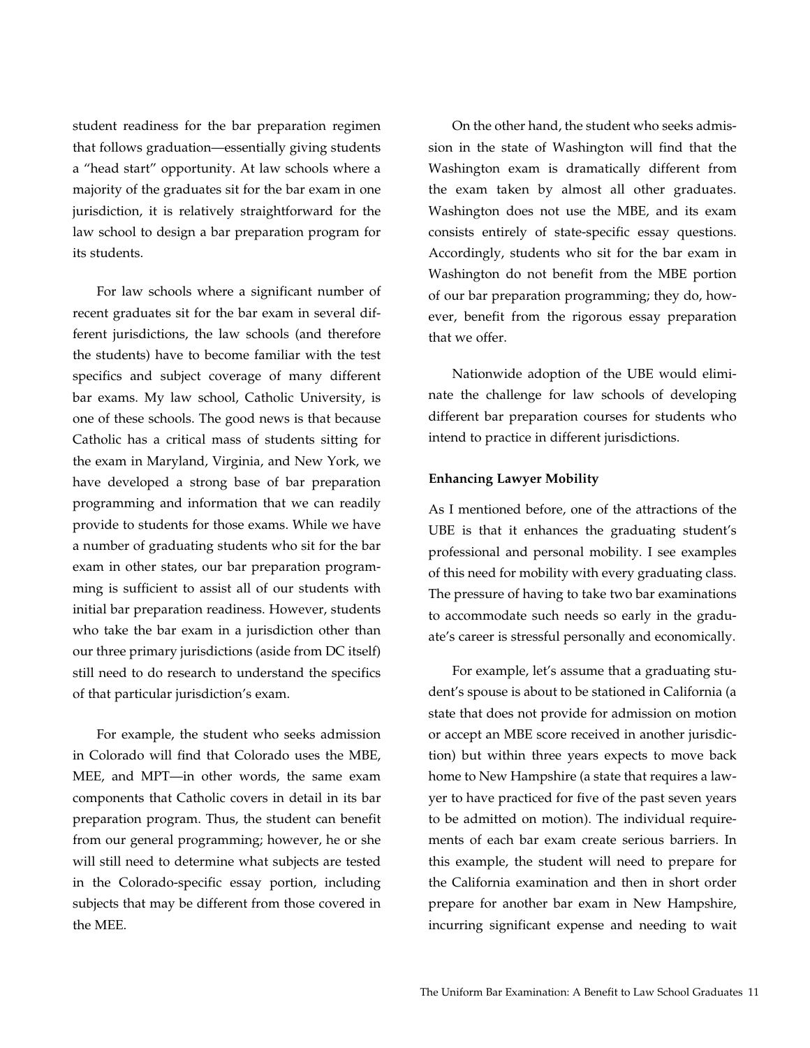student readiness for the bar preparation regimen that follows graduation—essentially giving students a "head start" opportunity. At law schools where a majority of the graduates sit for the bar exam in one jurisdiction, it is relatively straightforward for the law school to design a bar preparation program for its students.

For law schools where a significant number of recent graduates sit for the bar exam in several different jurisdictions, the law schools (and therefore the students) have to become familiar with the test specifics and subject coverage of many different bar exams. My law school, Catholic University, is one of these schools. The good news is that because Catholic has a critical mass of students sitting for the exam in Maryland, Virginia, and New York, we have developed a strong base of bar preparation programming and information that we can readily provide to students for those exams. While we have a number of graduating students who sit for the bar exam in other states, our bar preparation programming is sufficient to assist all of our students with initial bar preparation readiness. However, students who take the bar exam in a jurisdiction other than our three primary jurisdictions (aside from DC itself) still need to do research to understand the specifics of that particular jurisdiction's exam.

For example, the student who seeks admission in Colorado will find that Colorado uses the MBE, MEE, and MPT—in other words, the same exam components that Catholic covers in detail in its bar preparation program. Thus, the student can benefit from our general programming; however, he or she will still need to determine what subjects are tested in the Colorado-specific essay portion, including subjects that may be different from those covered in the MEE.

On the other hand, the student who seeks admission in the state of Washington will find that the Washington exam is dramatically different from the exam taken by almost all other graduates. Washington does not use the MBE, and its exam consists entirely of state-specific essay questions. Accordingly, students who sit for the bar exam in Washington do not benefit from the MBE portion of our bar preparation programming; they do, however, benefit from the rigorous essay preparation that we offer.

Nationwide adoption of the UBE would eliminate the challenge for law schools of developing different bar preparation courses for students who intend to practice in different jurisdictions.

**Enhancing Lawyer Mobility**

As I mentioned before, one of the attractions of the UBE is that it enhances the graduating student's professional and personal mobility. I see examples of this need for mobility with every graduating class. The pressure of having to take two bar examinations to accommodate such needs so early in the graduate's career is stressful personally and economically.

For example, let's assume that a graduating student's spouse is about to be stationed in California (a state that does not provide for admission on motion or accept an MBE score received in another jurisdiction) but within three years expects to move back home to New Hampshire (a state that requires a lawyer to have practiced for five of the past seven years to be admitted on motion). The individual requirements of each bar exam create serious barriers. In this example, the student will need to prepare for the California examination and then in short order prepare for another bar exam in New Hampshire, incurring significant expense and needing to wait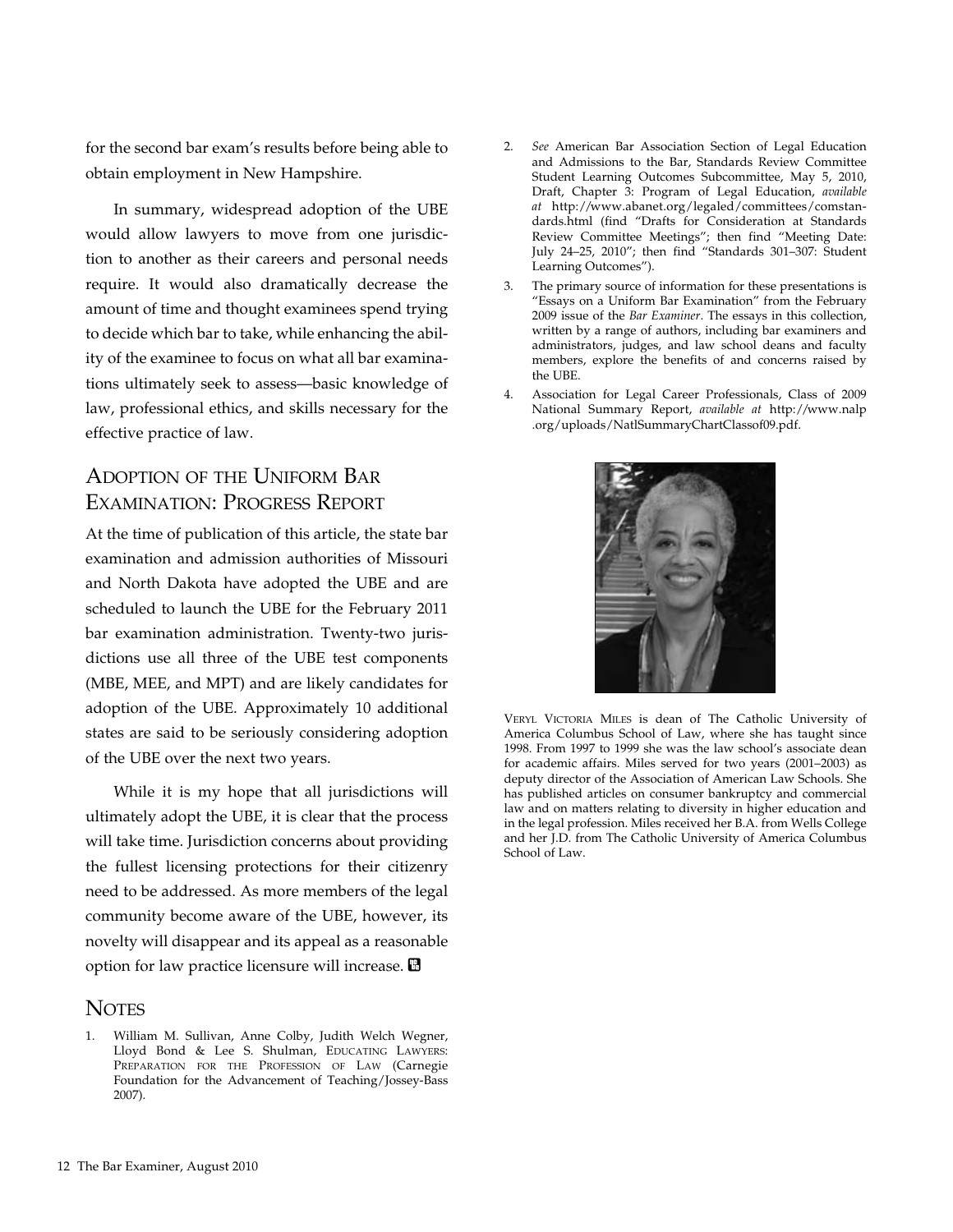for the second bar exam's results before being able to obtain employment in New Hampshire.

In summary, widespread adoption of the UBE would allow lawyers to move from one jurisdiction to another as their careers and personal needs require. It would also dramatically decrease the amount of time and thought examinees spend trying to decide which bar to take, while enhancing the ability of the examinee to focus on what all bar examinations ultimately seek to assess—basic knowledge of law, professional ethics, and skills necessary for the effective practice of law.

## Adoption of the Uniform Bar Examination: Progress Report

At the time of publication of this article, the state bar examination and admission authorities of Missouri and North Dakota have adopted the UBE and are scheduled to launch the UBE for the February 2011 bar examination administration. Twenty-two jurisdictions use all three of the UBE test components (MBE, MEE, and MPT) and are likely candidates for adoption of the UBE. Approximately 10 additional states are said to be seriously considering adoption of the UBE over the next two years.

While it is my hope that all jurisdictions will ultimately adopt the UBE, it is clear that the process will take time. Jurisdiction concerns about providing the fullest licensing protections for their citizenry need to be addressed. As more members of the legal community become aware of the UBE, however, its novelty will disappear and its appeal as a reasonable option for law practice licensure will increase.

## Notes

1. William M. Sullivan, Anne Colby, Judith Welch Wegner, Lloyd Bond & Lee S. Shulman, Educating Lawyers: Preparation for the Profession of Law (Carnegie Foundation for the Advancement of Teaching/Jossey-Bass 2007).
2. *See* American Bar Association Section of Legal Education and Admissions to the Bar, Standards Review Committee Student Learning Outcomes Subcommittee, May 5, 2010, Draft, Chapter 3: Program of Legal Education, *available at* http://www.abanet.org/legaled/committees/comstandards.html (find "Drafts for Consideration at Standards Review Committee Meetings"; then find "Meeting Date: July 24–25, 2010"; then find "Standards 301–307: Student Learning Outcomes").
3. The primary source of information for these presentations is "Essays on a Uniform Bar Examination" from the February 2009 issue of the *Bar Examiner*. The essays in this collection, written by a range of authors, including bar examiners and administrators, judges, and law school deans and faculty members, explore the benefits of and concerns raised by the UBE.
4. Association for Legal Career Professionals, Class of 2009 National Summary Report, *available at* http://www.nalp.org/uploads/NatlSummaryChartClassof09.pdf.

Veryl Victoria Miles is dean of The Catholic University of America Columbus School of Law, where she has taught since 1998. From 1997 to 1999 she was the law school's associate dean for academic affairs. Miles served for two years (2001–2003) as deputy director of the Association of American Law Schools. She has published articles on consumer bankruptcy and commercial law and on matters relating to diversity in higher education and in the legal profession. Miles received her B.A. from Wells College and her J.D. from The Catholic University of America Columbus School of Law.